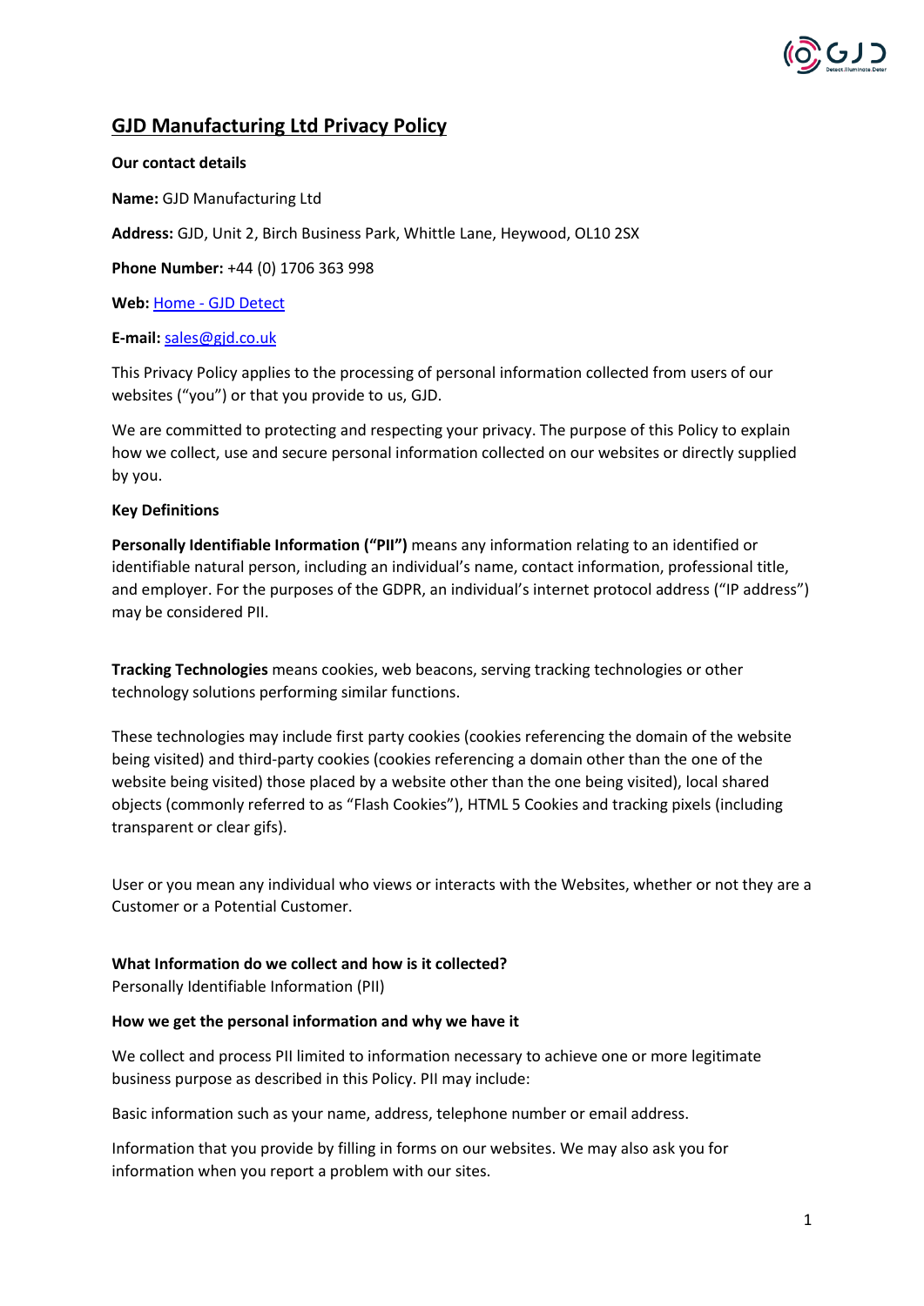# GJD Manufacturing Ltd Privacy Policy

**Our contact details**

**Name:** GJD Manufacturing Ltd

**Address:** GJD, Unit 2, Birch Business Park, Whittle Lane, Heywood, OL10 2SX

**Phone Number:** +44 (0) 1706 363 998

**Web:** [Home - GJD Detect]

**E-mail:** sales@gjd.co.uk

This Privacy Policy applies to the processing of personal information collected from users of our websites ("you") or that you provide to us, GJD.

We are committed to protecting and respecting your privacy. The purpose of this Policy to explain how we collect, use and secure personal information collected on our websites or directly supplied by you.

**Key Definitions**

**Personally Identifiable Information ("PII")** means any information relating to an identified or identifiable natural person, including an individual's name, contact information, professional title, and employer. For the purposes of the GDPR, an individual's internet protocol address ("IP address") may be considered PII.

**Tracking Technologies** means cookies, web beacons, serving tracking technologies or other technology solutions performing similar functions.

These technologies may include first party cookies (cookies referencing the domain of the website being visited) and third-party cookies (cookies referencing a domain other than the one of the website being visited) those placed by a website other than the one being visited), local shared objects (commonly referred to as "Flash Cookies"), HTML 5 Cookies and tracking pixels (including transparent or clear gifs).

User or you mean any individual who views or interacts with the Websites, whether or not they are a Customer or a Potential Customer.

**What Information do we collect and how is it collected?**
Personally Identifiable Information (PII)

**How we get the personal information and why we have it**

We collect and process PII limited to information necessary to achieve one or more legitimate business purpose as described in this Policy. PII may include:

Basic information such as your name, address, telephone number or email address.

Information that you provide by filling in forms on our websites. We may also ask you for information when you report a problem with our sites.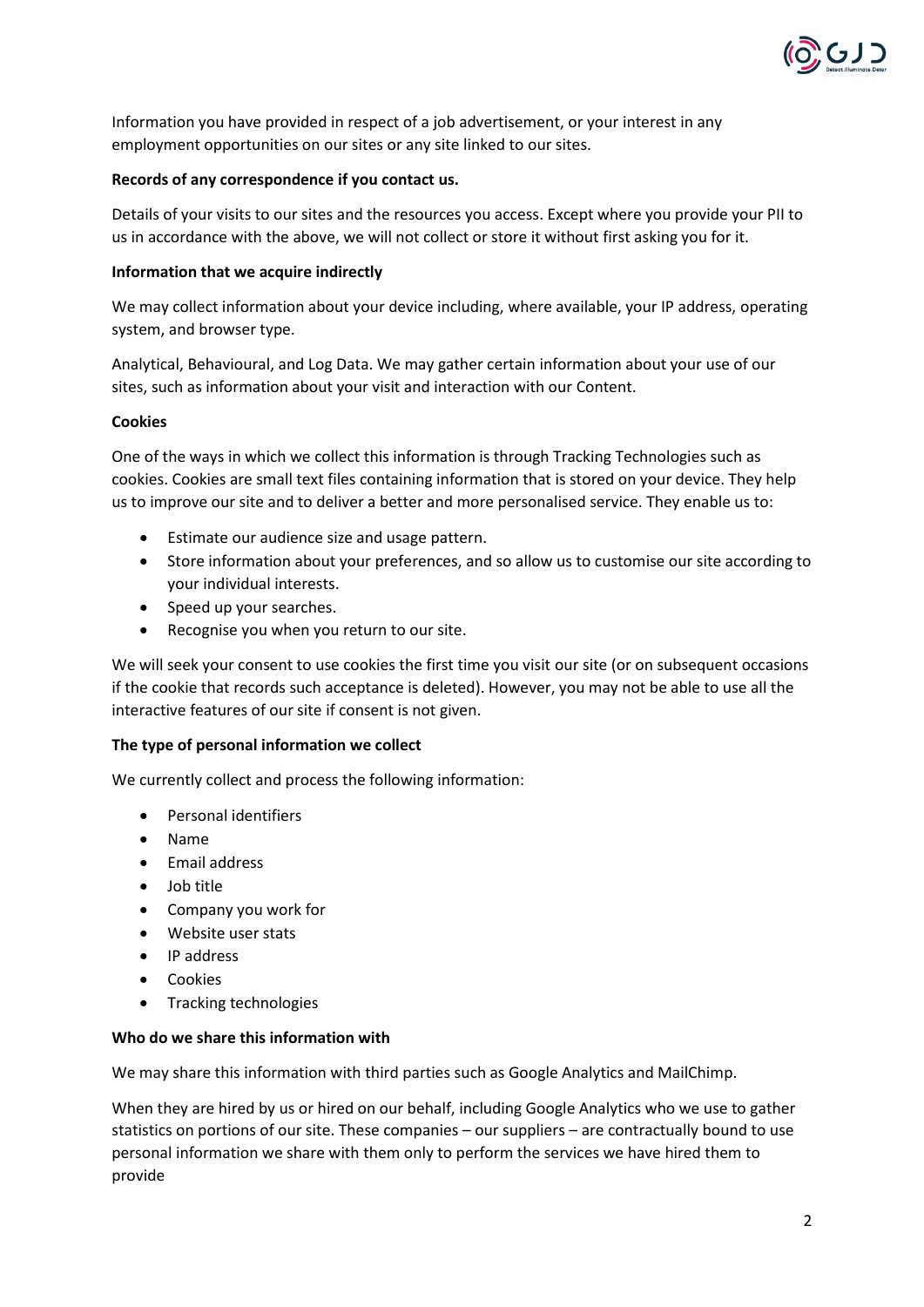Information you have provided in respect of a job advertisement, or your interest in any employment opportunities on our sites or any site linked to our sites.

**Records of any correspondence if you contact us.**

Details of your visits to our sites and the resources you access. Except where you provide your PII to us in accordance with the above, we will not collect or store it without first asking you for it.

**Information that we acquire indirectly**

We may collect information about your device including, where available, your IP address, operating system, and browser type.

Analytical, Behavioural, and Log Data. We may gather certain information about your use of our sites, such as information about your visit and interaction with our Content.

**Cookies**

One of the ways in which we collect this information is through Tracking Technologies such as cookies. Cookies are small text files containing information that is stored on your device. They help us to improve our site and to deliver a better and more personalised service. They enable us to:

- Estimate our audience size and usage pattern.
- Store information about your preferences, and so allow us to customise our site according to your individual interests.
- Speed up your searches.
- Recognise you when you return to our site.

We will seek your consent to use cookies the first time you visit our site (or on subsequent occasions if the cookie that records such acceptance is deleted). However, you may not be able to use all the interactive features of our site if consent is not given.

**The type of personal information we collect**

We currently collect and process the following information:

- Personal identifiers
- Name
- Email address
- Job title
- Company you work for
- Website user stats
- IP address
- Cookies
- Tracking technologies

**Who do we share this information with**

We may share this information with third parties such as Google Analytics and MailChimp.

When they are hired by us or hired on our behalf, including Google Analytics who we use to gather statistics on portions of our site. These companies – our suppliers – are contractually bound to use personal information we share with them only to perform the services we have hired them to provide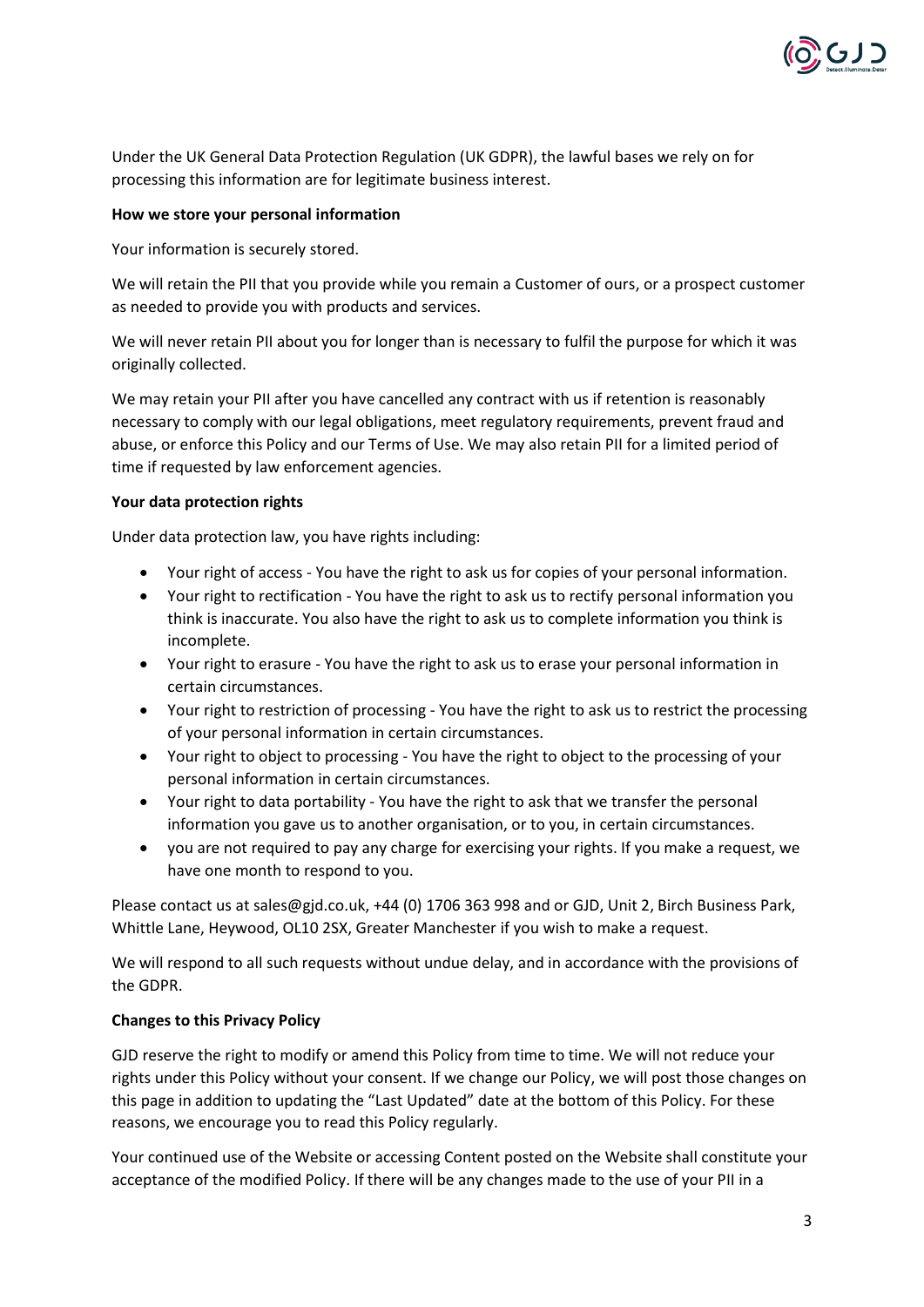Under the UK General Data Protection Regulation (UK GDPR), the lawful bases we rely on for processing this information are for legitimate business interest.

**How we store your personal information**

Your information is securely stored.

We will retain the PII that you provide while you remain a Customer of ours, or a prospect customer as needed to provide you with products and services.

We will never retain PII about you for longer than is necessary to fulfil the purpose for which it was originally collected.

We may retain your PII after you have cancelled any contract with us if retention is reasonably necessary to comply with our legal obligations, meet regulatory requirements, prevent fraud and abuse, or enforce this Policy and our Terms of Use. We may also retain PII for a limited period of time if requested by law enforcement agencies.

**Your data protection rights**

Under data protection law, you have rights including:

- Your right of access - You have the right to ask us for copies of your personal information.
- Your right to rectification - You have the right to ask us to rectify personal information you think is inaccurate. You also have the right to ask us to complete information you think is incomplete.
- Your right to erasure - You have the right to ask us to erase your personal information in certain circumstances.
- Your right to restriction of processing - You have the right to ask us to restrict the processing of your personal information in certain circumstances.
- Your right to object to processing - You have the right to object to the processing of your personal information in certain circumstances.
- Your right to data portability - You have the right to ask that we transfer the personal information you gave us to another organisation, or to you, in certain circumstances.
- you are not required to pay any charge for exercising your rights. If you make a request, we have one month to respond to you.

Please contact us at sales@gjd.co.uk, +44 (0) 1706 363 998 and or GJD, Unit 2, Birch Business Park, Whittle Lane, Heywood, OL10 2SX, Greater Manchester if you wish to make a request.

We will respond to all such requests without undue delay, and in accordance with the provisions of the GDPR.

**Changes to this Privacy Policy**

GJD reserve the right to modify or amend this Policy from time to time. We will not reduce your rights under this Policy without your consent. If we change our Policy, we will post those changes on this page in addition to updating the "Last Updated" date at the bottom of this Policy. For these reasons, we encourage you to read this Policy regularly.

Your continued use of the Website or accessing Content posted on the Website shall constitute your acceptance of the modified Policy. If there will be any changes made to the use of your PII in a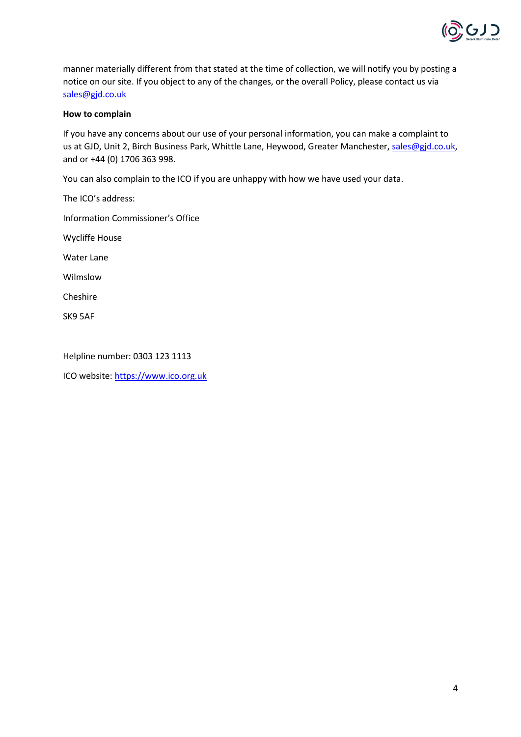manner materially different from that stated at the time of collection, we will notify you by posting a notice on our site. If you object to any of the changes, or the overall Policy, please contact us via sales@gjd.co.uk

**How to complain**

If you have any concerns about our use of your personal information, you can make a complaint to us at GJD, Unit 2, Birch Business Park, Whittle Lane, Heywood, Greater Manchester, sales@gjd.co.uk, and or +44 (0) 1706 363 998.

You can also complain to the ICO if you are unhappy with how we have used your data.

The ICO's address:

Information Commissioner's Office

Wycliffe House

Water Lane

Wilmslow

Cheshire

SK9 5AF

Helpline number: 0303 123 1113

ICO website: https://www.ico.org.uk